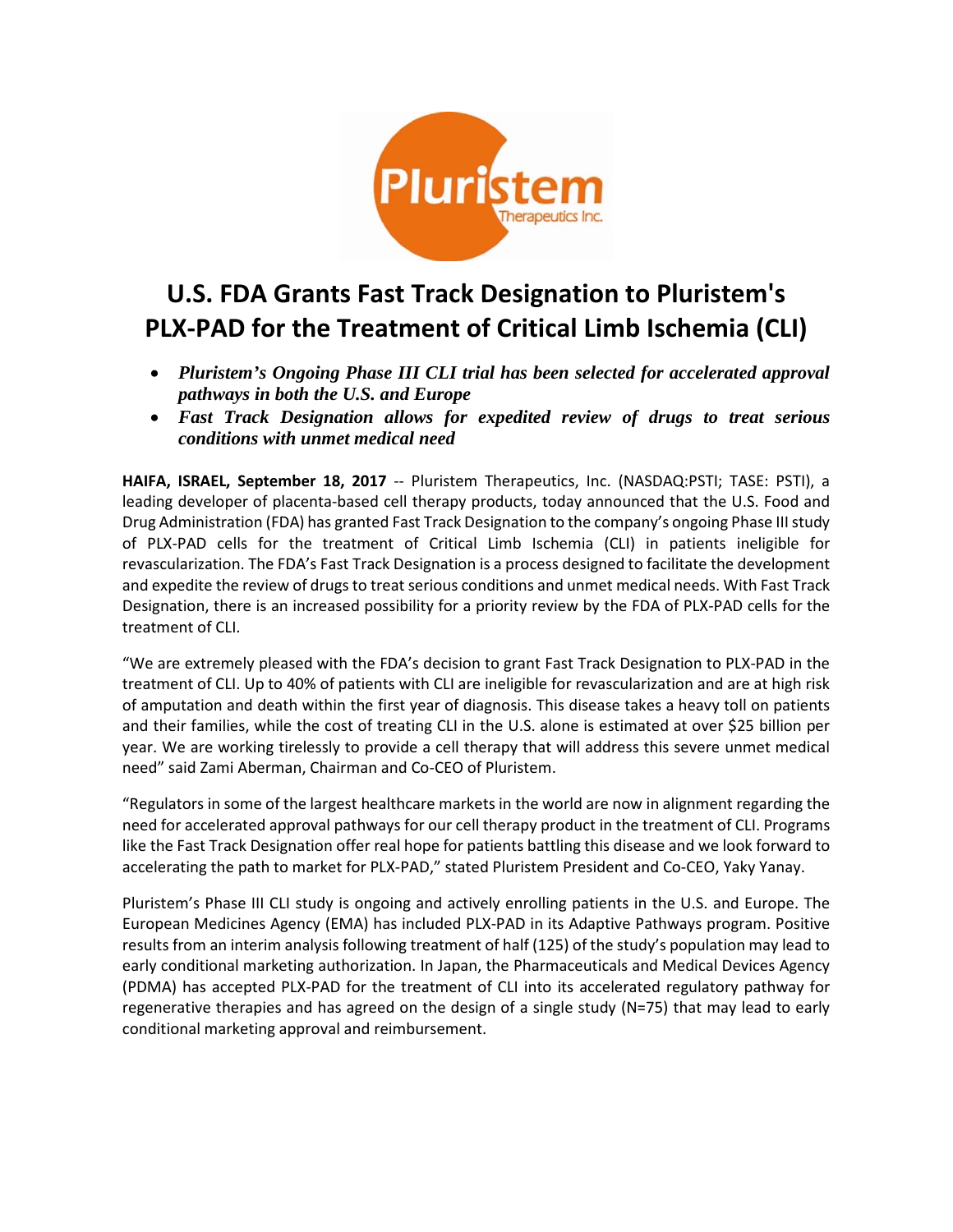# U.S. FDA Grants Fast Track Designation to Pluristem's PLX-PAD for the Treatment of Critical Limb Ischemia (CLI)

- ***Pluristem's Ongoing Phase III CLI trial has been selected for accelerated approval pathways in both the U.S. and Europe***
- ***Fast Track Designation allows for expedited review of drugs to treat serious conditions with unmet medical need***

**HAIFA, ISRAEL, September 18, 2017** -- Pluristem Therapeutics, Inc. (NASDAQ:PSTI; TASE: PSTI), a leading developer of placenta-based cell therapy products, today announced that the U.S. Food and Drug Administration (FDA) has granted Fast Track Designation to the company's ongoing Phase III study of PLX-PAD cells for the treatment of Critical Limb Ischemia (CLI) in patients ineligible for revascularization. The FDA's Fast Track Designation is a process designed to facilitate the development and expedite the review of drugs to treat serious conditions and unmet medical needs. With Fast Track Designation, there is an increased possibility for a priority review by the FDA of PLX-PAD cells for the treatment of CLI.

"We are extremely pleased with the FDA's decision to grant Fast Track Designation to PLX-PAD in the treatment of CLI. Up to 40% of patients with CLI are ineligible for revascularization and are at high risk of amputation and death within the first year of diagnosis. This disease takes a heavy toll on patients and their families, while the cost of treating CLI in the U.S. alone is estimated at over $25 billion per year. We are working tirelessly to provide a cell therapy that will address this severe unmet medical need" said Zami Aberman, Chairman and Co-CEO of Pluristem.

"Regulators in some of the largest healthcare markets in the world are now in alignment regarding the need for accelerated approval pathways for our cell therapy product in the treatment of CLI. Programs like the Fast Track Designation offer real hope for patients battling this disease and we look forward to accelerating the path to market for PLX-PAD," stated Pluristem President and Co-CEO, Yaky Yanay.

Pluristem's Phase III CLI study is ongoing and actively enrolling patients in the U.S. and Europe. The European Medicines Agency (EMA) has included PLX-PAD in its Adaptive Pathways program. Positive results from an interim analysis following treatment of half (125) of the study's population may lead to early conditional marketing authorization. In Japan, the Pharmaceuticals and Medical Devices Agency (PDMA) has accepted PLX-PAD for the treatment of CLI into its accelerated regulatory pathway for regenerative therapies and has agreed on the design of a single study (N=75) that may lead to early conditional marketing approval and reimbursement.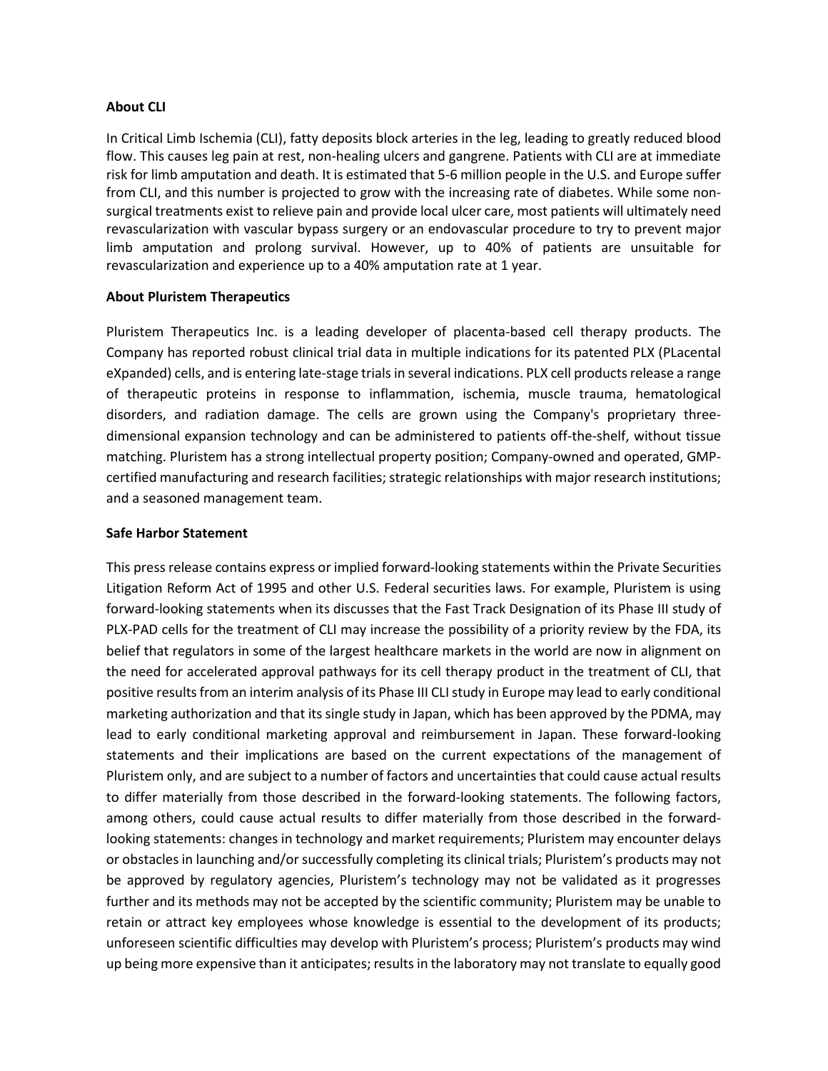**About CLI**

In Critical Limb Ischemia (CLI), fatty deposits block arteries in the leg, leading to greatly reduced blood flow. This causes leg pain at rest, non-healing ulcers and gangrene. Patients with CLI are at immediate risk for limb amputation and death. It is estimated that 5-6 million people in the U.S. and Europe suffer from CLI, and this number is projected to grow with the increasing rate of diabetes. While some non-surgical treatments exist to relieve pain and provide local ulcer care, most patients will ultimately need revascularization with vascular bypass surgery or an endovascular procedure to try to prevent major limb amputation and prolong survival. However, up to 40% of patients are unsuitable for revascularization and experience up to a 40% amputation rate at 1 year.

**About Pluristem Therapeutics**

Pluristem Therapeutics Inc. is a leading developer of placenta-based cell therapy products. The Company has reported robust clinical trial data in multiple indications for its patented PLX (PLacental eXpanded) cells, and is entering late-stage trials in several indications. PLX cell products release a range of therapeutic proteins in response to inflammation, ischemia, muscle trauma, hematological disorders, and radiation damage. The cells are grown using the Company's proprietary three-dimensional expansion technology and can be administered to patients off-the-shelf, without tissue matching. Pluristem has a strong intellectual property position; Company-owned and operated, GMP-certified manufacturing and research facilities; strategic relationships with major research institutions; and a seasoned management team.

**Safe Harbor Statement**

This press release contains express or implied forward-looking statements within the Private Securities Litigation Reform Act of 1995 and other U.S. Federal securities laws. For example, Pluristem is using forward-looking statements when its discusses that the Fast Track Designation of its Phase III study of PLX-PAD cells for the treatment of CLI may increase the possibility of a priority review by the FDA, its belief that regulators in some of the largest healthcare markets in the world are now in alignment on the need for accelerated approval pathways for its cell therapy product in the treatment of CLI, that positive results from an interim analysis of its Phase III CLI study in Europe may lead to early conditional marketing authorization and that its single study in Japan, which has been approved by the PDMA, may lead to early conditional marketing approval and reimbursement in Japan. These forward-looking statements and their implications are based on the current expectations of the management of Pluristem only, and are subject to a number of factors and uncertainties that could cause actual results to differ materially from those described in the forward-looking statements. The following factors, among others, could cause actual results to differ materially from those described in the forward-looking statements: changes in technology and market requirements; Pluristem may encounter delays or obstacles in launching and/or successfully completing its clinical trials; Pluristem's products may not be approved by regulatory agencies, Pluristem's technology may not be validated as it progresses further and its methods may not be accepted by the scientific community; Pluristem may be unable to retain or attract key employees whose knowledge is essential to the development of its products; unforeseen scientific difficulties may develop with Pluristem's process; Pluristem's products may wind up being more expensive than it anticipates; results in the laboratory may not translate to equally good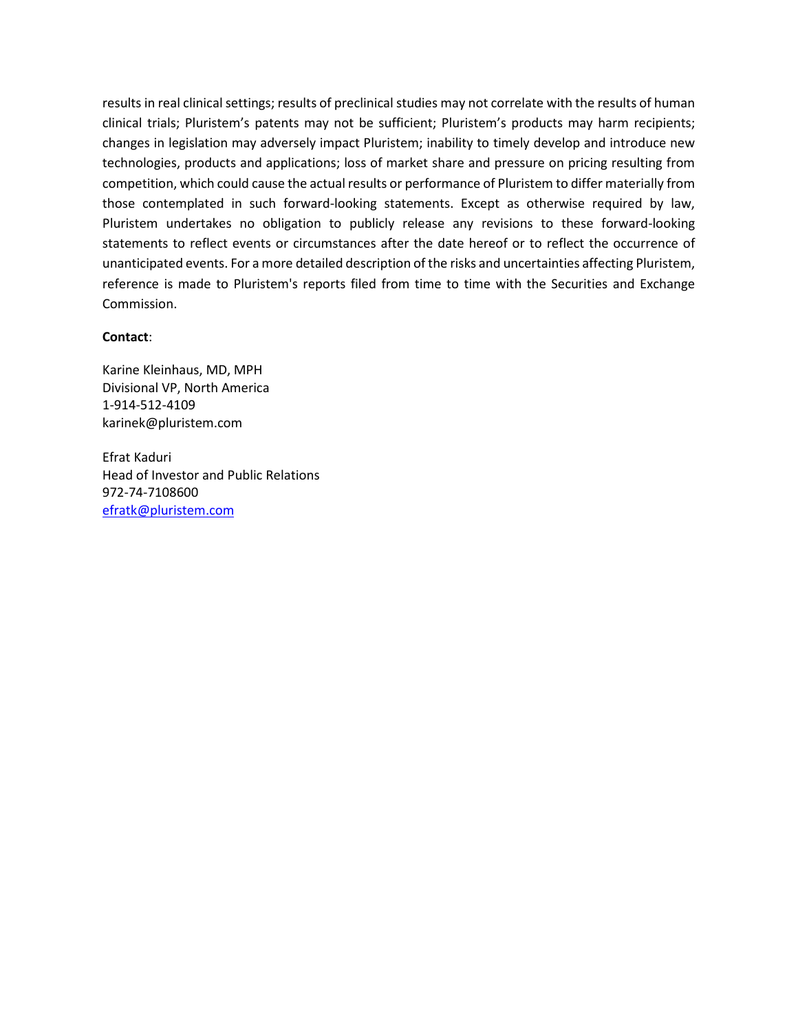results in real clinical settings; results of preclinical studies may not correlate with the results of human clinical trials; Pluristem's patents may not be sufficient; Pluristem's products may harm recipients; changes in legislation may adversely impact Pluristem; inability to timely develop and introduce new technologies, products and applications; loss of market share and pressure on pricing resulting from competition, which could cause the actual results or performance of Pluristem to differ materially from those contemplated in such forward-looking statements. Except as otherwise required by law, Pluristem undertakes no obligation to publicly release any revisions to these forward-looking statements to reflect events or circumstances after the date hereof or to reflect the occurrence of unanticipated events. For a more detailed description of the risks and uncertainties affecting Pluristem, reference is made to Pluristem's reports filed from time to time with the Securities and Exchange Commission.

**Contact**:

Karine Kleinhaus, MD, MPH  
Divisional VP, North America  
1-914-512-4109  
karinek@pluristem.com

Efrat Kaduri  
Head of Investor and Public Relations  
972-74-7108600  
efratk@pluristem.com